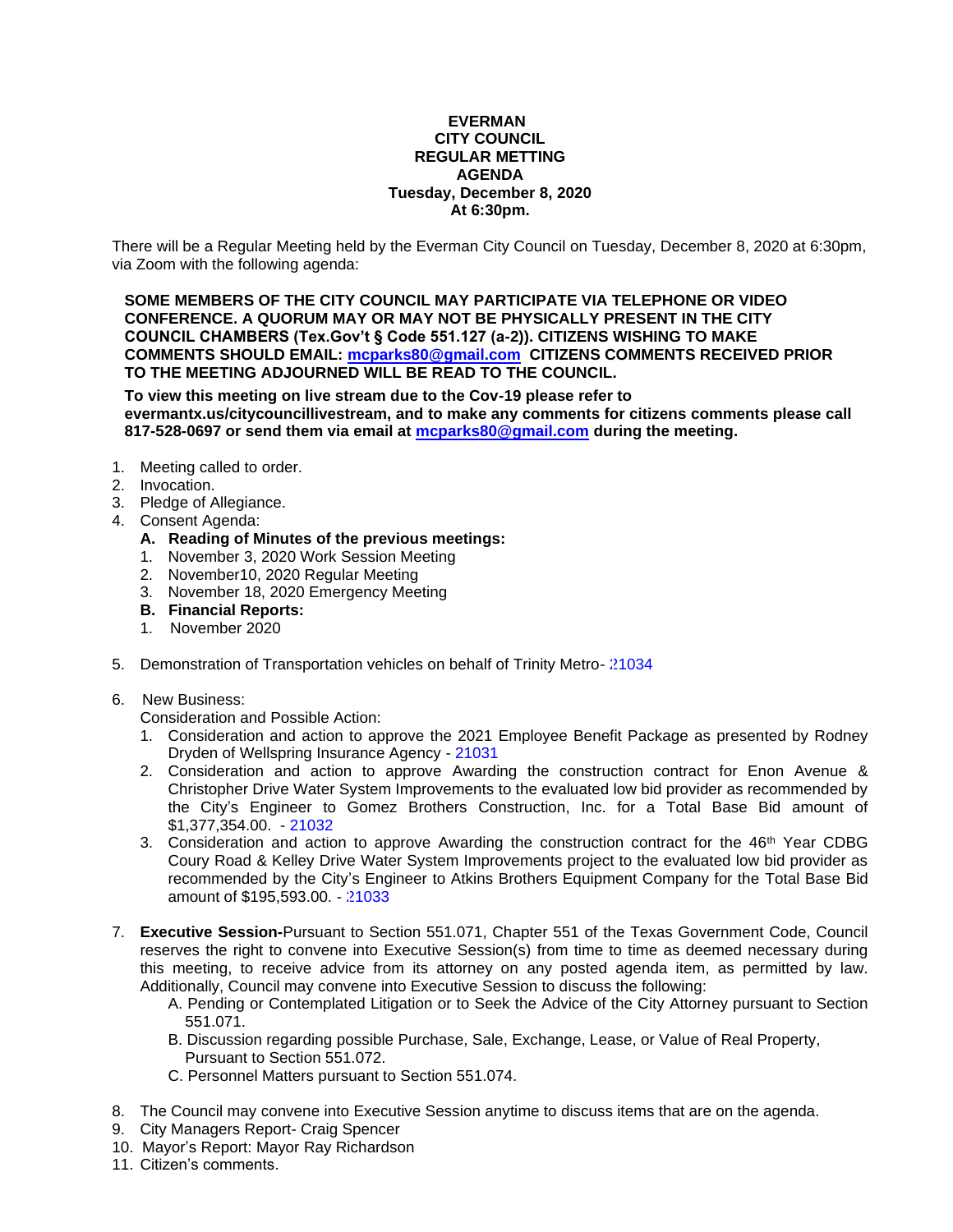**EVERMAN**
**CITY COUNCIL**
**REGULAR METTING**
**AGENDA**
**Tuesday, December 8, 2020**
**At 6:30pm.**

There will be a Regular Meeting held by the Everman City Council on Tuesday, December 8, 2020 at 6:30pm, via Zoom with the following agenda:

**SOME MEMBERS OF THE CITY COUNCIL MAY PARTICIPATE VIA TELEPHONE OR VIDEO CONFERENCE. A QUORUM MAY OR MAY NOT BE PHYSICALLY PRESENT IN THE CITY COUNCIL CHAMBERS (Tex.Gov't § Code 551.127 (a-2)). CITIZENS WISHING TO MAKE COMMENTS SHOULD EMAIL: mcparks80@gmail.com CITIZENS COMMENTS RECEIVED PRIOR TO THE MEETING ADJOURNED WILL BE READ TO THE COUNCIL.**

**To view this meeting on live stream due to the Cov-19 please refer to evermantx.us/citycouncillivestream, and to make any comments for citizens comments please call 817-528-0697 or send them via email at mcparks80@gmail.com during the meeting.**

1. Meeting called to order.
2. Invocation.
3. Pledge of Allegiance.
4. Consent Agenda:
   **A. Reading of Minutes of the previous meetings:**
   1. November 3, 2020 Work Session Meeting
   2. November10, 2020 Regular Meeting
   3. November 18, 2020 Emergency Meeting

   **B. Financial Reports:**
   1. November 2020

5. Demonstration of Transportation vehicles on behalf of Trinity Metro- 21034

6. New Business:
   Consideration and Possible Action:
   1. Consideration and action to approve the 2021 Employee Benefit Package as presented by Rodney Dryden of Wellspring Insurance Agency - 21031
   2. Consideration and action to approve Awarding the construction contract for Enon Avenue & Christopher Drive Water System Improvements to the evaluated low bid provider as recommended by the City's Engineer to Gomez Brothers Construction, Inc. for a Total Base Bid amount of $1,377,354.00. - 21032
   3. Consideration and action to approve Awarding the construction contract for the 46th Year CDBG Coury Road & Kelley Drive Water System Improvements project to the evaluated low bid provider as recommended by the City's Engineer to Atkins Brothers Equipment Company for the Total Base Bid amount of $195,593.00. - 21033

7. **Executive Session-**Pursuant to Section 551.071, Chapter 551 of the Texas Government Code, Council reserves the right to convene into Executive Session(s) from time to time as deemed necessary during this meeting, to receive advice from its attorney on any posted agenda item, as permitted by law. Additionally, Council may convene into Executive Session to discuss the following:
   A. Pending or Contemplated Litigation or to Seek the Advice of the City Attorney pursuant to Section 551.071.
   B. Discussion regarding possible Purchase, Sale, Exchange, Lease, or Value of Real Property, Pursuant to Section 551.072.
   C. Personnel Matters pursuant to Section 551.074.

8. The Council may convene into Executive Session anytime to discuss items that are on the agenda.
9. City Managers Report- Craig Spencer
10. Mayor's Report: Mayor Ray Richardson
11. Citizen's comments.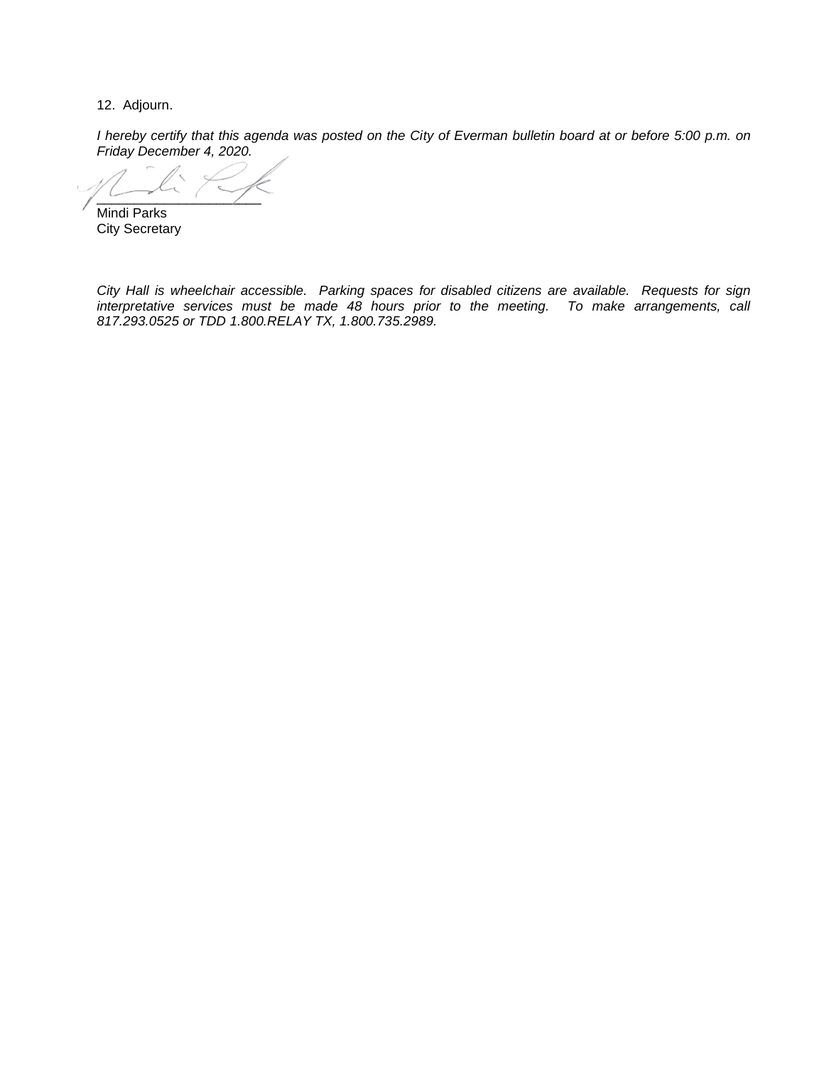12. Adjourn.

*I hereby certify that this agenda was posted on the City of Everman bulletin board at or before 5:00 p.m. on Friday December 4, 2020.*

\_\_\_\_\_\_\_\_\_\_\_\_\_\_\_\_\_\_\_\_\_\_
Mindi Parks
City Secretary

*City Hall is wheelchair accessible. Parking spaces for disabled citizens are available. Requests for sign interpretative services must be made 48 hours prior to the meeting. To make arrangements, call 817.293.0525 or TDD 1.800.RELAY TX, 1.800.735.2989.*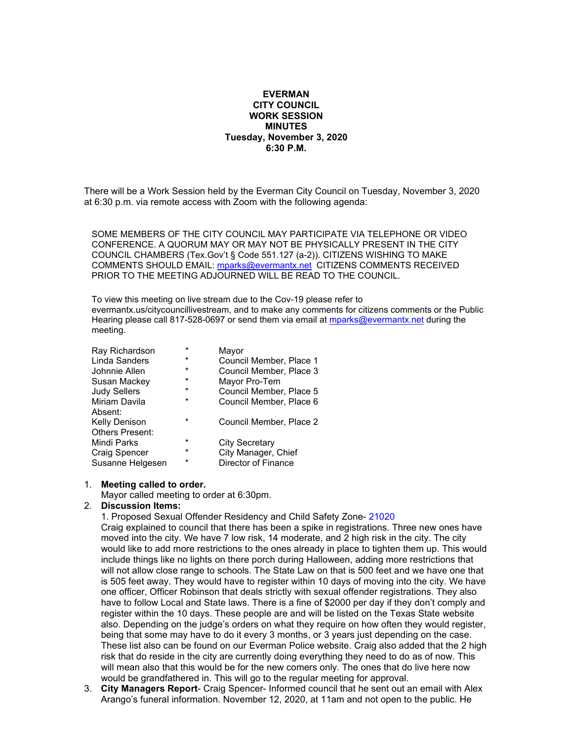**EVERMAN**
**CITY COUNCIL**
**WORK SESSION**
**MINUTES**
**Tuesday, November 3, 2020**
**6:30 P.M.**

There will be a Work Session held by the Everman City Council on Tuesday, November 3, 2020 at 6:30 p.m. via remote access with Zoom with the following agenda:

SOME MEMBERS OF THE CITY COUNCIL MAY PARTICIPATE VIA TELEPHONE OR VIDEO CONFERENCE. A QUORUM MAY OR MAY NOT BE PHYSICALLY PRESENT IN THE CITY COUNCIL CHAMBERS (Tex.Gov't § Code 551.127 (a-2)). CITIZENS WISHING TO MAKE COMMENTS SHOULD EMAIL: mparks@evermantx.net CITIZENS COMMENTS RECEIVED PRIOR TO THE MEETING ADJOURNED WILL BE READ TO THE COUNCIL.

To view this meeting on live stream due to the Cov-19 please refer to evermantx.us/citycouncillivestream, and to make any comments for citizens comments or the Public Hearing please call 817-528-0697 or send them via email at mparks@evermantx.net during the meeting.

| | | |
|---|---|---|
| Ray Richardson | * | Mayor |
| Linda Sanders | * | Council Member, Place 1 |
| Johnnie Allen | * | Council Member, Place 3 |
| Susan Mackey | * | Mayor Pro-Tem |
| Judy Sellers | * | Council Member, Place 5 |
| Miriam Davila | * | Council Member, Place 6 |
| Absent: | | |
| Kelly Denison | * | Council Member, Place 2 |
| Others Present: | | |
| Mindi Parks | * | City Secretary |
| Craig Spencer | * | City Manager, Chief |
| Susanne Helgesen | * | Director of Finance |

1. **Meeting called to order.**
   Mayor called meeting to order at 6:30pm.
2. **Discussion Items:**
   1. Proposed Sexual Offender Residency and Child Safety Zone- 21020
   Craig explained to council that there has been a spike in registrations. Three new ones have moved into the city. We have 7 low risk, 14 moderate, and 2 high risk in the city. The city would like to add more restrictions to the ones already in place to tighten them up. This would include things like no lights on there porch during Halloween, adding more restrictions that will not allow close range to schools. The State Law on that is 500 feet and we have one that is 505 feet away. They would have to register within 10 days of moving into the city. We have one officer, Officer Robinson that deals strictly with sexual offender registrations. They also have to follow Local and State laws. There is a fine of $2000 per day if they don't comply and register within the 10 days. These people are and will be listed on the Texas State website also. Depending on the judge's orders on what they require on how often they would register, being that some may have to do it every 3 months, or 3 years just depending on the case. These list also can be found on our Everman Police website. Craig also added that the 2 high risk that do reside in the city are currently doing everything they need to do as of now. This will mean also that this would be for the new comers only. The ones that do live here now would be grandfathered in. This will go to the regular meeting for approval.
3. **City Managers Report**- Craig Spencer- Informed council that he sent out an email with Alex Arango's funeral information. November 12, 2020, at 11am and not open to the public. He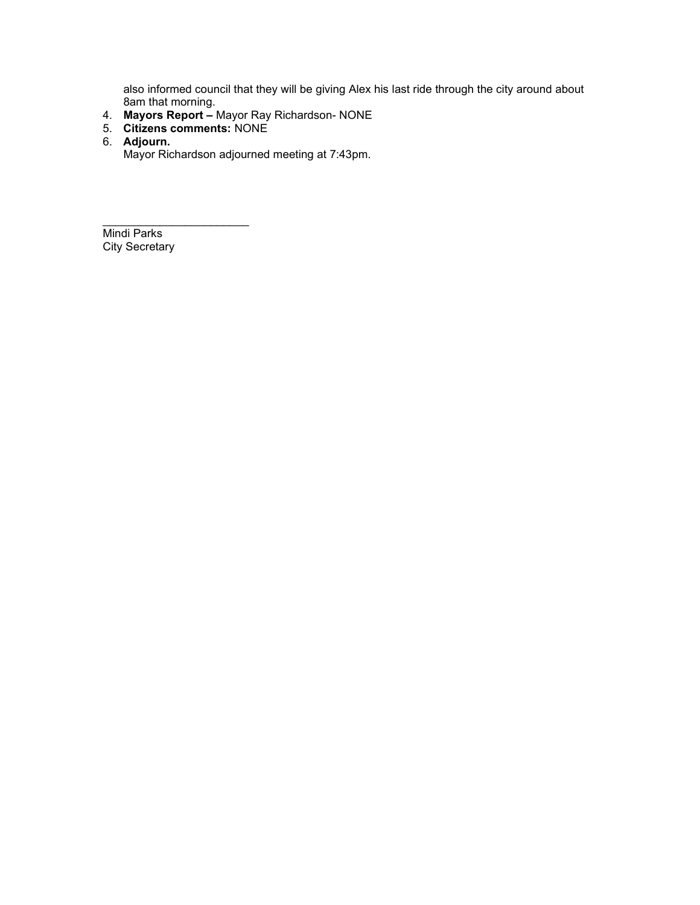also informed council that they will be giving Alex his last ride through the city around about 8am that morning.

4. **Mayors Report –** Mayor Ray Richardson- NONE
5. **Citizens comments:** NONE
6. **Adjourn.**
   Mayor Richardson adjourned meeting at 7:43pm.

________________________
Mindi Parks
City Secretary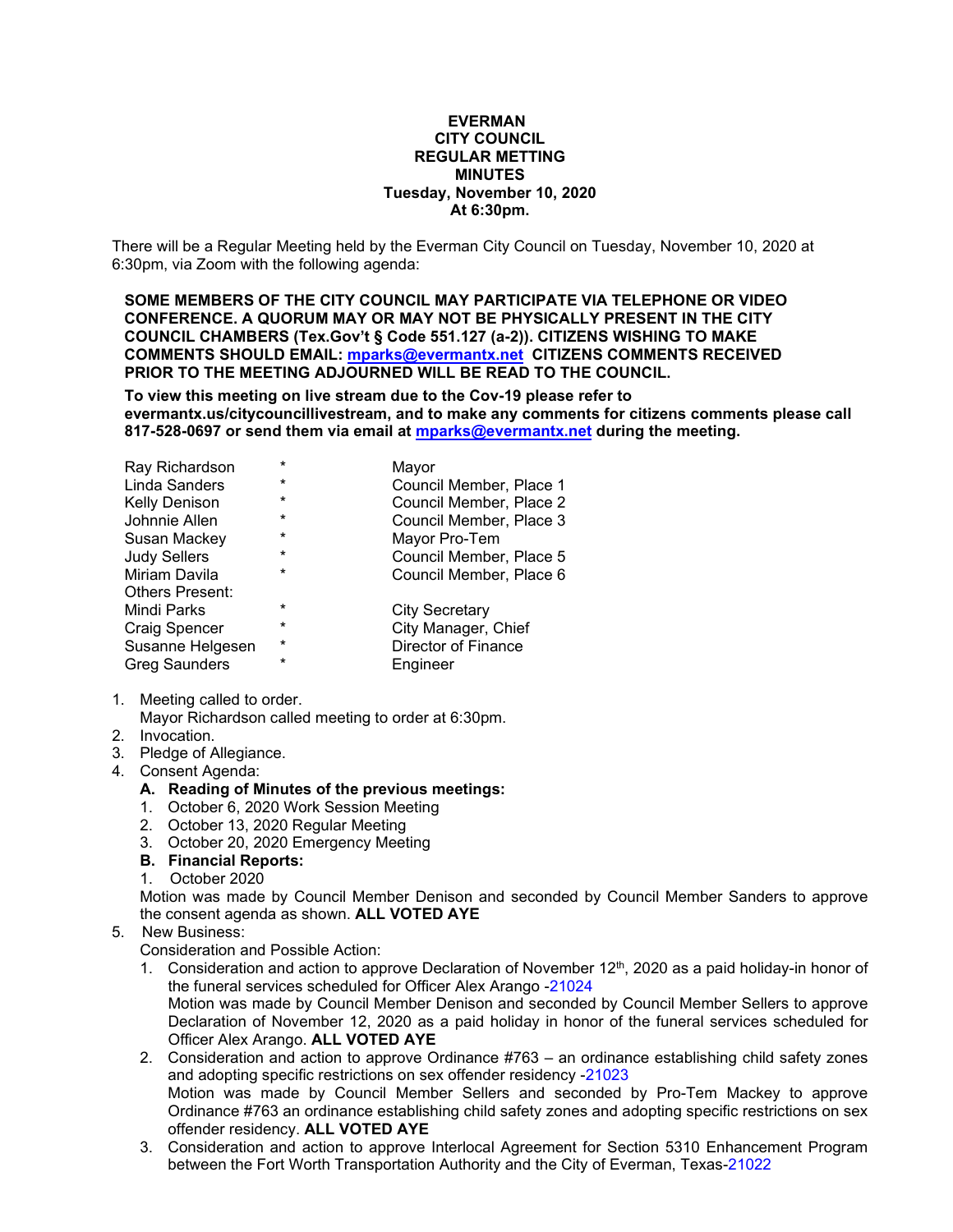**EVERMAN**
**CITY COUNCIL**
**REGULAR METTING**
**MINUTES**
**Tuesday, November 10, 2020**
**At 6:30pm.**

There will be a Regular Meeting held by the Everman City Council on Tuesday, November 10, 2020 at 6:30pm, via Zoom with the following agenda:

**SOME MEMBERS OF THE CITY COUNCIL MAY PARTICIPATE VIA TELEPHONE OR VIDEO CONFERENCE. A QUORUM MAY OR MAY NOT BE PHYSICALLY PRESENT IN THE CITY COUNCIL CHAMBERS (Tex.Gov't § Code 551.127 (a-2)). CITIZENS WISHING TO MAKE COMMENTS SHOULD EMAIL: mparks@evermantx.net CITIZENS COMMENTS RECEIVED PRIOR TO THE MEETING ADJOURNED WILL BE READ TO THE COUNCIL.**

**To view this meeting on live stream due to the Cov-19 please refer to evermantx.us/citycouncillivestream, and to make any comments for citizens comments please call 817-528-0697 or send them via email at mparks@evermantx.net during the meeting.**

| | | |
|---|---|---|
| Ray Richardson | * | Mayor |
| Linda Sanders | * | Council Member, Place 1 |
| Kelly Denison | * | Council Member, Place 2 |
| Johnnie Allen | * | Council Member, Place 3 |
| Susan Mackey | * | Mayor Pro-Tem |
| Judy Sellers | * | Council Member, Place 5 |
| Miriam Davila | * | Council Member, Place 6 |
| Others Present: | | |
| Mindi Parks | * | City Secretary |
| Craig Spencer | * | City Manager, Chief |
| Susanne Helgesen | * | Director of Finance |
| Greg Saunders | * | Engineer |

1. Meeting called to order.
   Mayor Richardson called meeting to order at 6:30pm.
2. Invocation.
3. Pledge of Allegiance.
4. Consent Agenda:
   **A. Reading of Minutes of the previous meetings:**
   1. October 6, 2020 Work Session Meeting
   2. October 13, 2020 Regular Meeting
   3. October 20, 2020 Emergency Meeting

   **B. Financial Reports:**
   1. October 2020

   Motion was made by Council Member Denison and seconded by Council Member Sanders to approve the consent agenda as shown. **ALL VOTED AYE**
5. New Business:
   Consideration and Possible Action:
   1. Consideration and action to approve Declaration of November 12th, 2020 as a paid holiday-in honor of the funeral services scheduled for Officer Alex Arango -21024
      Motion was made by Council Member Denison and seconded by Council Member Sellers to approve Declaration of November 12, 2020 as a paid holiday in honor of the funeral services scheduled for Officer Alex Arango. **ALL VOTED AYE**
   2. Consideration and action to approve Ordinance #763 – an ordinance establishing child safety zones and adopting specific restrictions on sex offender residency -21023
      Motion was made by Council Member Sellers and seconded by Pro-Tem Mackey to approve Ordinance #763 an ordinance establishing child safety zones and adopting specific restrictions on sex offender residency. **ALL VOTED AYE**
   3. Consideration and action to approve Interlocal Agreement for Section 5310 Enhancement Program between the Fort Worth Transportation Authority and the City of Everman, Texas-21022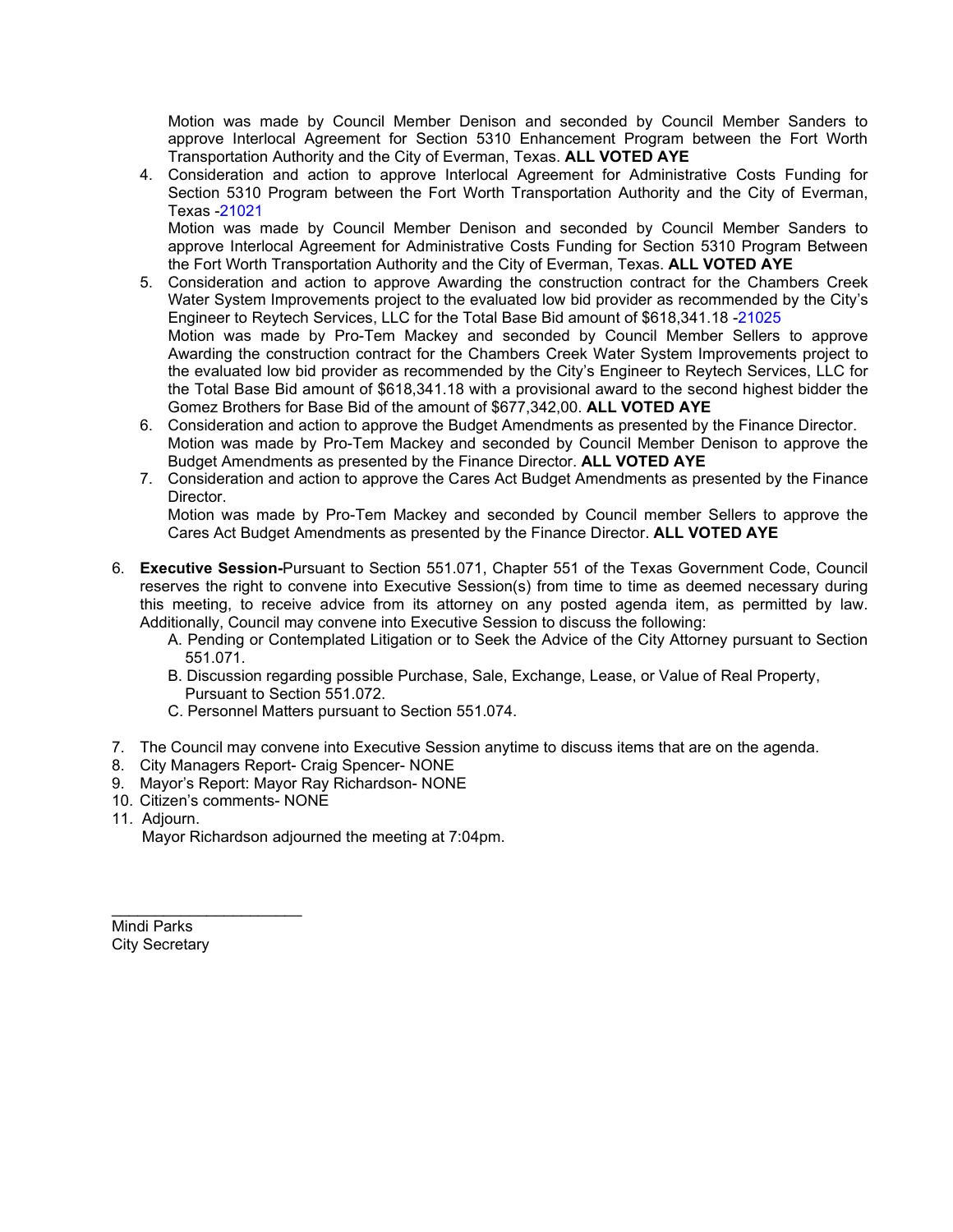Motion was made by Council Member Denison and seconded by Council Member Sanders to approve Interlocal Agreement for Section 5310 Enhancement Program between the Fort Worth Transportation Authority and the City of Everman, Texas. **ALL VOTED AYE**

4. Consideration and action to approve Interlocal Agreement for Administrative Costs Funding for Section 5310 Program between the Fort Worth Transportation Authority and the City of Everman, Texas -21021
   Motion was made by Council Member Denison and seconded by Council Member Sanders to approve Interlocal Agreement for Administrative Costs Funding for Section 5310 Program Between the Fort Worth Transportation Authority and the City of Everman, Texas. **ALL VOTED AYE**
5. Consideration and action to approve Awarding the construction contract for the Chambers Creek Water System Improvements project to the evaluated low bid provider as recommended by the City's Engineer to Reytech Services, LLC for the Total Base Bid amount of $618,341.18 -21025
   Motion was made by Pro-Tem Mackey and seconded by Council Member Sellers to approve Awarding the construction contract for the Chambers Creek Water System Improvements project to the evaluated low bid provider as recommended by the City's Engineer to Reytech Services, LLC for the Total Base Bid amount of $618,341.18 with a provisional award to the second highest bidder the Gomez Brothers for Base Bid of the amount of $677,342,00. **ALL VOTED AYE**
6. Consideration and action to approve the Budget Amendments as presented by the Finance Director.
   Motion was made by Pro-Tem Mackey and seconded by Council Member Denison to approve the Budget Amendments as presented by the Finance Director. **ALL VOTED AYE**
7. Consideration and action to approve the Cares Act Budget Amendments as presented by the Finance Director.
   Motion was made by Pro-Tem Mackey and seconded by Council member Sellers to approve the Cares Act Budget Amendments as presented by the Finance Director. **ALL VOTED AYE**

6. **Executive Session-**Pursuant to Section 551.071, Chapter 551 of the Texas Government Code, Council reserves the right to convene into Executive Session(s) from time to time as deemed necessary during this meeting, to receive advice from its attorney on any posted agenda item, as permitted by law. Additionally, Council may convene into Executive Session to discuss the following:
   A. Pending or Contemplated Litigation or to Seek the Advice of the City Attorney pursuant to Section 551.071.
   B. Discussion regarding possible Purchase, Sale, Exchange, Lease, or Value of Real Property, Pursuant to Section 551.072.
   C. Personnel Matters pursuant to Section 551.074.

7. The Council may convene into Executive Session anytime to discuss items that are on the agenda.
8. City Managers Report- Craig Spencer- NONE
9. Mayor's Report: Mayor Ray Richardson- NONE
10. Citizen's comments- NONE
11. Adjourn.
    Mayor Richardson adjourned the meeting at 7:04pm.

______________________
Mindi Parks
City Secretary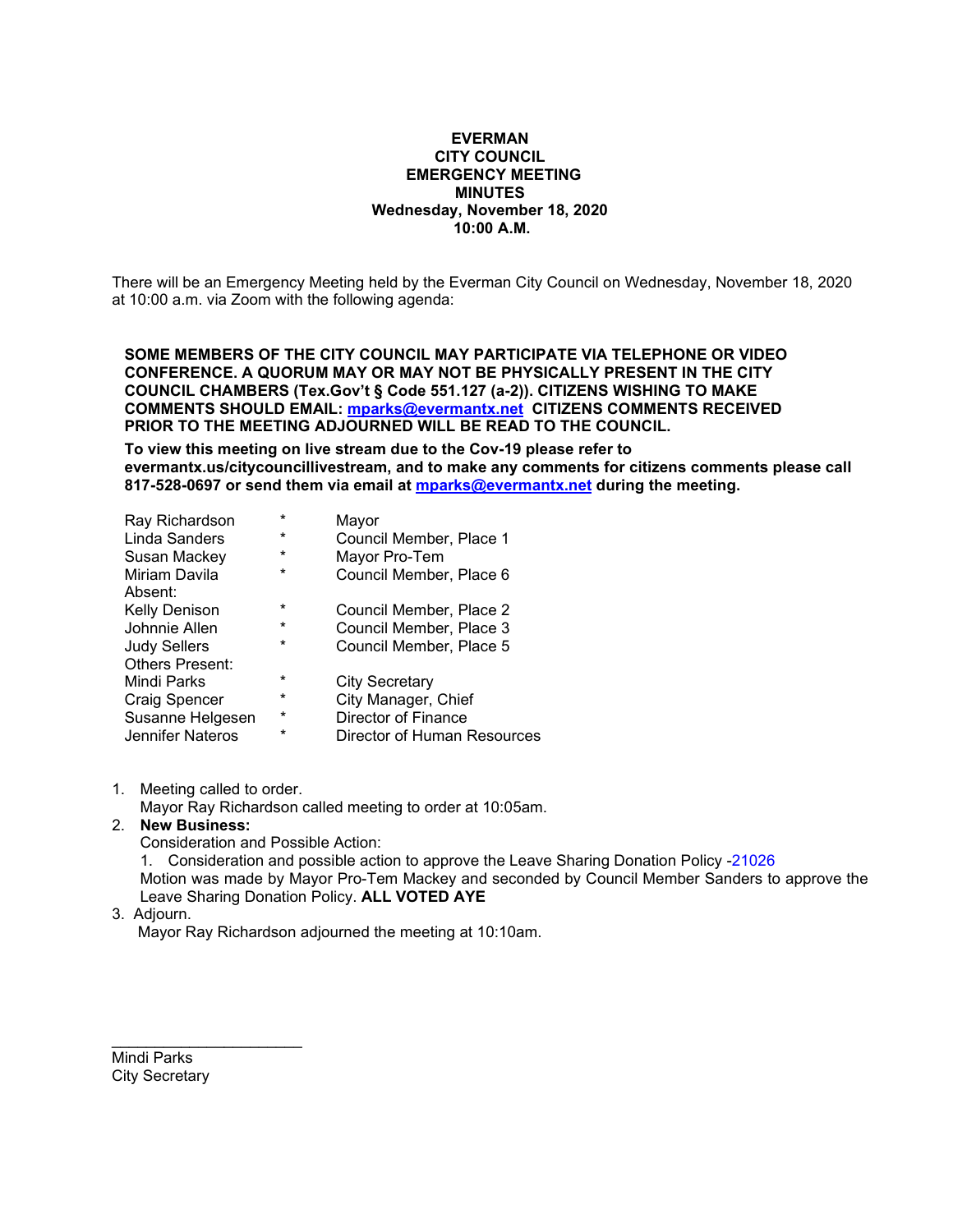**EVERMAN**
**CITY COUNCIL**
**EMERGENCY MEETING**
**MINUTES**
**Wednesday, November 18, 2020**
**10:00 A.M.**

There will be an Emergency Meeting held by the Everman City Council on Wednesday, November 18, 2020 at 10:00 a.m. via Zoom with the following agenda:

**SOME MEMBERS OF THE CITY COUNCIL MAY PARTICIPATE VIA TELEPHONE OR VIDEO CONFERENCE. A QUORUM MAY OR MAY NOT BE PHYSICALLY PRESENT IN THE CITY COUNCIL CHAMBERS (Tex.Gov't § Code 551.127 (a-2)). CITIZENS WISHING TO MAKE COMMENTS SHOULD EMAIL: mparks@evermantx.net CITIZENS COMMENTS RECEIVED PRIOR TO THE MEETING ADJOURNED WILL BE READ TO THE COUNCIL.**

**To view this meeting on live stream due to the Cov-19 please refer to evermantx.us/citycouncillivestream, and to make any comments for citizens comments please call 817-528-0697 or send them via email at mparks@evermantx.net during the meeting.**

| | | |
|---|---|---|
| Ray Richardson | * | Mayor |
| Linda Sanders | * | Council Member, Place 1 |
| Susan Mackey | * | Mayor Pro-Tem |
| Miriam Davila | * | Council Member, Place 6 |
| Absent: | | |
| Kelly Denison | * | Council Member, Place 2 |
| Johnnie Allen | * | Council Member, Place 3 |
| Judy Sellers | * | Council Member, Place 5 |
| Others Present: | | |
| Mindi Parks | * | City Secretary |
| Craig Spencer | * | City Manager, Chief |
| Susanne Helgesen | * | Director of Finance |
| Jennifer Nateros | * | Director of Human Resources |

1. Meeting called to order.
   Mayor Ray Richardson called meeting to order at 10:05am.
2. **New Business:**
   Consideration and Possible Action:
   1. Consideration and possible action to approve the Leave Sharing Donation Policy -21026
   Motion was made by Mayor Pro-Tem Mackey and seconded by Council Member Sanders to approve the Leave Sharing Donation Policy. **ALL VOTED AYE**
3. Adjourn.
   Mayor Ray Richardson adjourned the meeting at 10:10am.

\_\_\_\_\_\_\_\_\_\_\_\_\_\_\_\_\_\_\_\_\_\_
Mindi Parks
City Secretary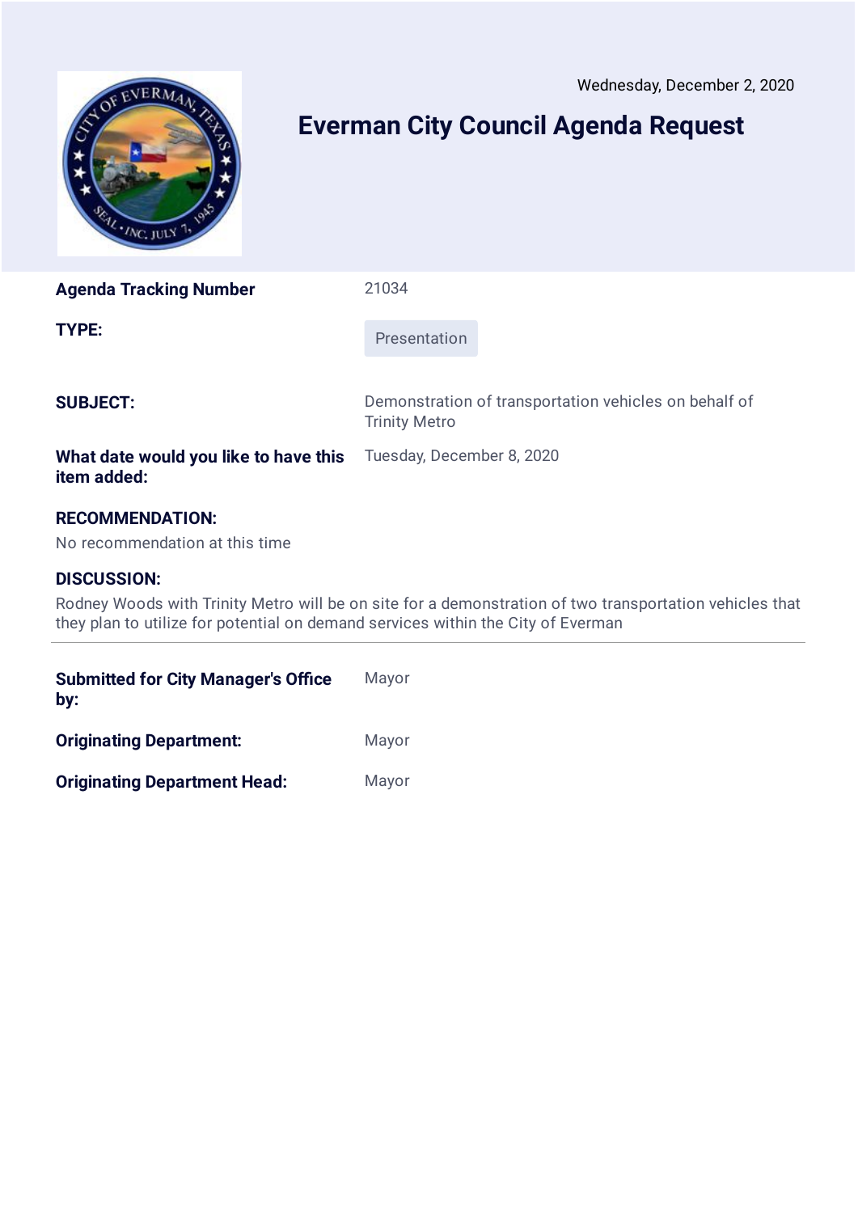Wednesday, December 2, 2020

# Everman City Council Agenda Request

| | |
|---|---|
| **Agenda Tracking Number** | 21034 |
| **TYPE:** | Presentation |
| **SUBJECT:** | Demonstration of transportation vehicles on behalf of Trinity Metro |
| **What date would you like to have this item added:** | Tuesday, December 8, 2020 |

**RECOMMENDATION:**

No recommendation at this time

**DISCUSSION:**

Rodney Woods with Trinity Metro will be on site for a demonstration of two transportation vehicles that they plan to utilize for potential on demand services within the City of Everman

---

| | |
|---|---|
| **Submitted for City Manager's Office by:** | Mayor |
| **Originating Department:** | Mayor |
| **Originating Department Head:** | Mayor |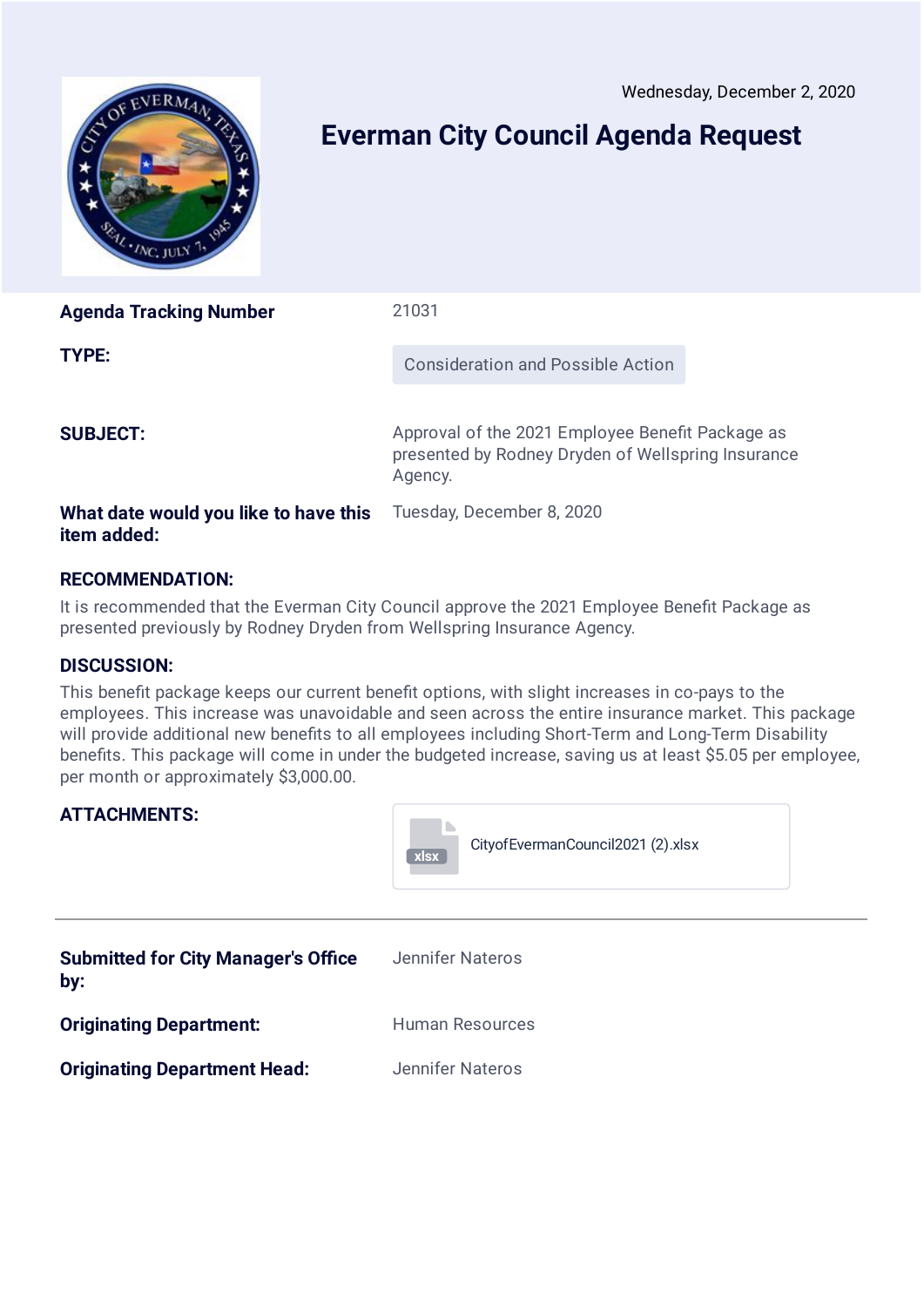Wednesday, December 2, 2020

# Everman City Council Agenda Request

| | |
|---|---|
| **Agenda Tracking Number** | 21031 |
| **TYPE:** | Consideration and Possible Action |
| **SUBJECT:** | Approval of the 2021 Employee Benefit Package as presented by Rodney Dryden of Wellspring Insurance Agency. |
| **What date would you like to have this item added:** | Tuesday, December 8, 2020 |

### RECOMMENDATION:

It is recommended that the Everman City Council approve the 2021 Employee Benefit Package as presented previously by Rodney Dryden from Wellspring Insurance Agency.

### DISCUSSION:

This benefit package keeps our current benefit options, with slight increases in co-pays to the employees. This increase was unavoidable and seen across the entire insurance market. This package will provide additional new benefits to all employees including Short-Term and Long-Term Disability benefits. This package will come in under the budgeted increase, saving us at least $5.05 per employee, per month or approximately $3,000.00.

### ATTACHMENTS:

CityofEvermanCouncil2021 (2).xlsx

---

| | |
|---|---|
| **Submitted for City Manager's Office by:** | Jennifer Nateros |
| **Originating Department:** | Human Resources |
| **Originating Department Head:** | Jennifer Nateros |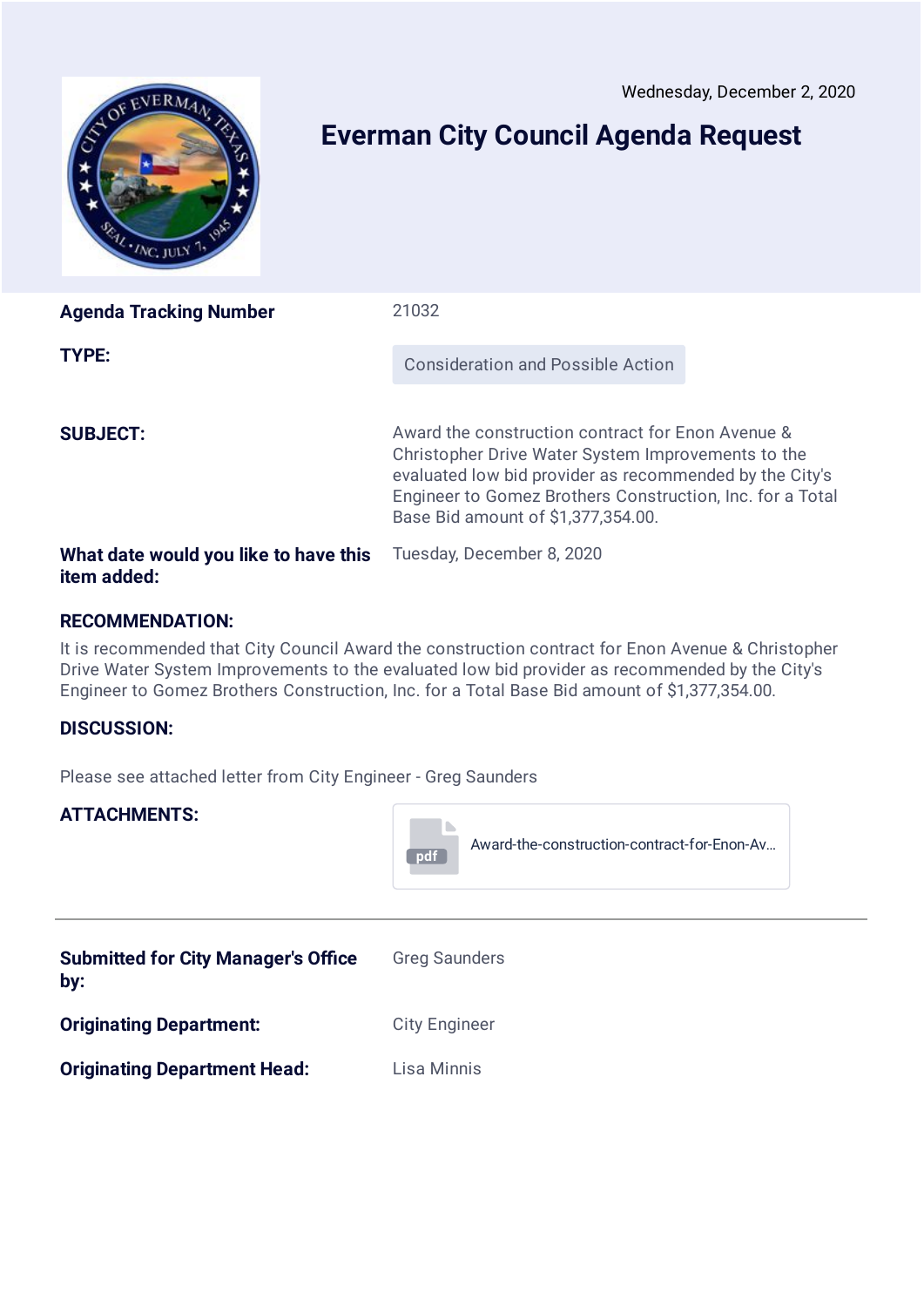Wednesday, December 2, 2020

# Everman City Council Agenda Request

| | |
|---|---|
| **Agenda Tracking Number** | 21032 |
| **TYPE:** | Consideration and Possible Action |
| **SUBJECT:** | Award the construction contract for Enon Avenue & Christopher Drive Water System Improvements to the evaluated low bid provider as recommended by the City's Engineer to Gomez Brothers Construction, Inc. for a Total Base Bid amount of $1,377,354.00. |
| **What date would you like to have this item added:** | Tuesday, December 8, 2020 |

**RECOMMENDATION:**

It is recommended that City Council Award the construction contract for Enon Avenue & Christopher Drive Water System Improvements to the evaluated low bid provider as recommended by the City's Engineer to Gomez Brothers Construction, Inc. for a Total Base Bid amount of $1,377,354.00.

**DISCUSSION:**

Please see attached letter from City Engineer - Greg Saunders

**ATTACHMENTS:**

pdf Award-the-construction-contract-for-Enon-Av...

---

| | |
|---|---|
| **Submitted for City Manager's Office by:** | Greg Saunders |
| **Originating Department:** | City Engineer |
| **Originating Department Head:** | Lisa Minnis |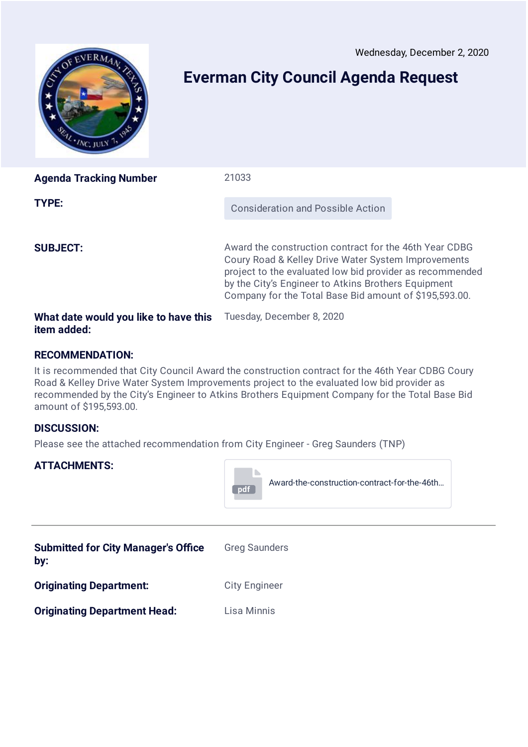Wednesday, December 2, 2020

# Everman City Council Agenda Request

| | |
|---|---|
| **Agenda Tracking Number** | 21033 |
| **TYPE:** | Consideration and Possible Action |
| **SUBJECT:** | Award the construction contract for the 46th Year CDBG Coury Road & Kelley Drive Water System Improvements project to the evaluated low bid provider as recommended by the City's Engineer to Atkins Brothers Equipment Company for the Total Base Bid amount of $195,593.00. |
| **What date would you like to have this item added:** | Tuesday, December 8, 2020 |

**RECOMMENDATION:**

It is recommended that City Council Award the construction contract for the 46th Year CDBG Coury Road & Kelley Drive Water System Improvements project to the evaluated low bid provider as recommended by the City's Engineer to Atkins Brothers Equipment Company for the Total Base Bid amount of $195,593.00.

**DISCUSSION:**

Please see the attached recommendation from City Engineer - Greg Saunders (TNP)

**ATTACHMENTS:**

pdf Award-the-construction-contract-for-the-46th...

---

| | |
|---|---|
| **Submitted for City Manager's Office by:** | Greg Saunders |
| **Originating Department:** | City Engineer |
| **Originating Department Head:** | Lisa Minnis |